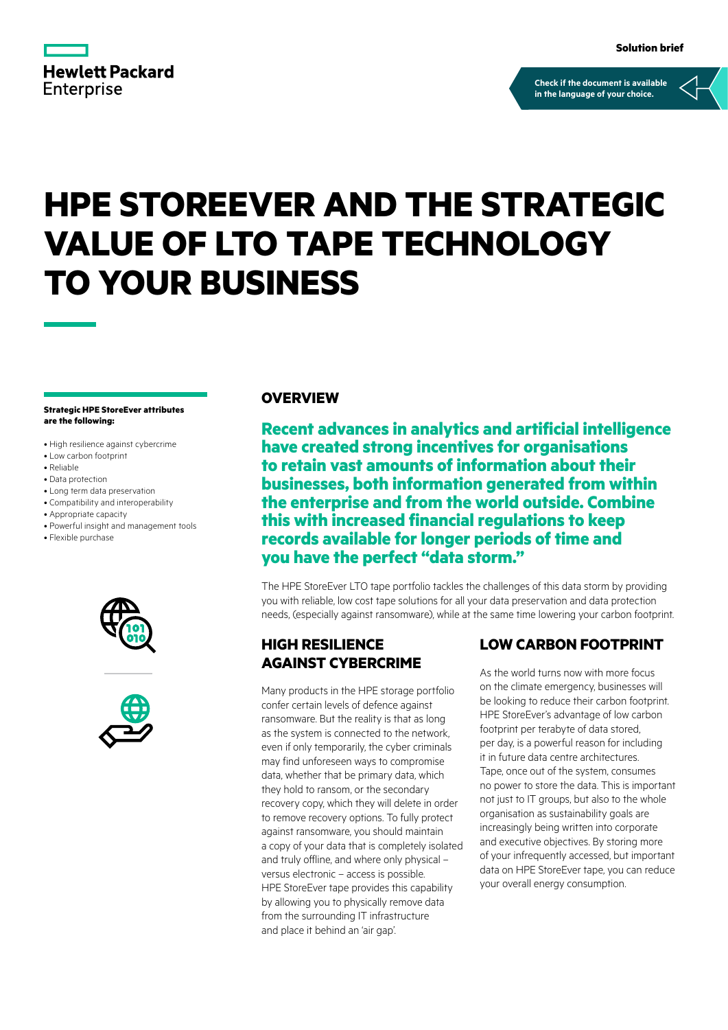Solution brief

Check if the document is available in the language of your choice.

# HPE STOREEVER AND THE STRATEGIC VALUE OF LTO TAPE TECHNOLOGY TO YOUR BUSINESS

**Strategic HPE StoreEver attributes are the following:**

- High resilience against cybercrime
- Low carbon footprint
- Reliable
- Data protection
- Long term data preservation
- Compatibility and interoperability
- Appropriate capacity
- Powerful insight and management tools
- Flexible purchase

## OVERVIEW

**Recent advances in analytics and artificial intelligence have created strong incentives for organisations to retain vast amounts of information about their businesses, both information generated from within the enterprise and from the world outside. Combine this with increased financial regulations to keep records available for longer periods of time and you have the perfect "data storm."**

The HPE StoreEver LTO tape portfolio tackles the challenges of this data storm by providing you with reliable, low cost tape solutions for all your data preservation and data protection needs, (especially against ransomware), while at the same time lowering your carbon footprint.

## HIGH RESILIENCE AGAINST CYBERCRIME

Many products in the HPE storage portfolio confer certain levels of defence against ransomware. But the reality is that as long as the system is connected to the network, even if only temporarily, the cyber criminals may find unforeseen ways to compromise data, whether that be primary data, which they hold to ransom, or the secondary recovery copy, which they will delete in order to remove recovery options. To fully protect against ransomware, you should maintain a copy of your data that is completely isolated and truly offline, and where only physical – versus electronic – access is possible. HPE StoreEver tape provides this capability by allowing you to physically remove data from the surrounding IT infrastructure and place it behind an 'air gap'.

## LOW CARBON FOOTPRINT

As the world turns now with more focus on the climate emergency, businesses will be looking to reduce their carbon footprint. HPE StoreEver's advantage of low carbon footprint per terabyte of data stored, per day, is a powerful reason for including it in future data centre architectures. Tape, once out of the system, consumes no power to store the data. This is important not just to IT groups, but also to the whole organisation as sustainability goals are increasingly being written into corporate and executive objectives. By storing more of your infrequently accessed, but important data on HPE StoreEver tape, you can reduce your overall energy consumption.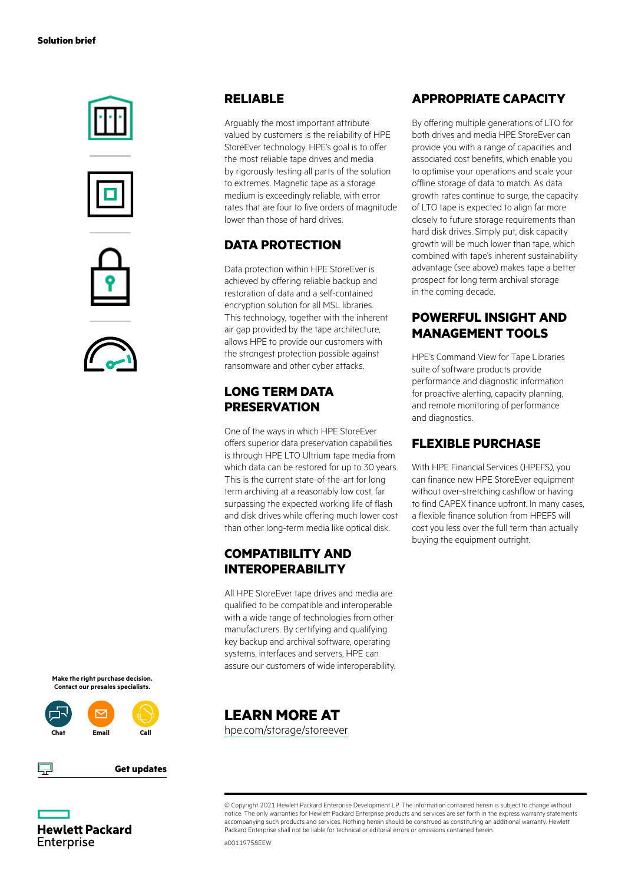Solution brief

## RELIABLE

Arguably the most important attribute valued by customers is the reliability of HPE StoreEver technology. HPE's goal is to offer the most reliable tape drives and media by rigorously testing all parts of the solution to extremes. Magnetic tape as a storage medium is exceedingly reliable, with error rates that are four to five orders of magnitude lower than those of hard drives.

## DATA PROTECTION

Data protection within HPE StoreEver is achieved by offering reliable backup and restoration of data and a self-contained encryption solution for all MSL libraries. This technology, together with the inherent air gap provided by the tape architecture, allows HPE to provide our customers with the strongest protection possible against ransomware and other cyber attacks.

## LONG TERM DATA PRESERVATION

One of the ways in which HPE StoreEver offers superior data preservation capabilities is through HPE LTO Ultrium tape media from which data can be restored for up to 30 years. This is the current state-of-the-art for long term archiving at a reasonably low cost, far surpassing the expected working life of flash and disk drives while offering much lower cost than other long-term media like optical disk.

## COMPATIBILITY AND INTEROPERABILITY

All HPE StoreEver tape drives and media are qualified to be compatible and interoperable with a wide range of technologies from other manufacturers. By certifying and qualifying key backup and archival software, operating systems, interfaces and servers, HPE can assure our customers of wide interoperability.

## APPROPRIATE CAPACITY

By offering multiple generations of LTO for both drives and media HPE StoreEver can provide you with a range of capacities and associated cost benefits, which enable you to optimise your operations and scale your offline storage of data to match. As data growth rates continue to surge, the capacity of LTO tape is expected to align far more closely to future storage requirements than hard disk drives. Simply put, disk capacity growth will be much lower than tape, which combined with tape's inherent sustainability advantage (see above) makes tape a better prospect for long term archival storage in the coming decade.

## POWERFUL INSIGHT AND MANAGEMENT TOOLS

HPE's Command View for Tape Libraries suite of software products provide performance and diagnostic information for proactive alerting, capacity planning, and remote monitoring of performance and diagnostics.

## FLEXIBLE PURCHASE

With HPE Financial Services (HPEFS), you can finance new HPE StoreEver equipment without over-stretching cashflow or having to find CAPEX finance upfront. In many cases, a flexible finance solution from HPEFS will cost you less over the full term than actually buying the equipment outright.

## LEARN MORE AT

hpe.com/storage/storeever

**Make the right purchase decision. Contact our presales specialists.**

Chat Email Call

**Get updates**

**Hewlett Packard** Enterprise

© Copyright 2021 Hewlett Packard Enterprise Development LP. The information contained herein is subject to change without notice. The only warranties for Hewlett Packard Enterprise products and services are set forth in the express warranty statements accompanying such products and services. Nothing herein should be construed as constituting an additional warranty. Hewlett Packard Enterprise shall not be liable for technical or editorial errors or omissions contained herein.

a00119758EEW